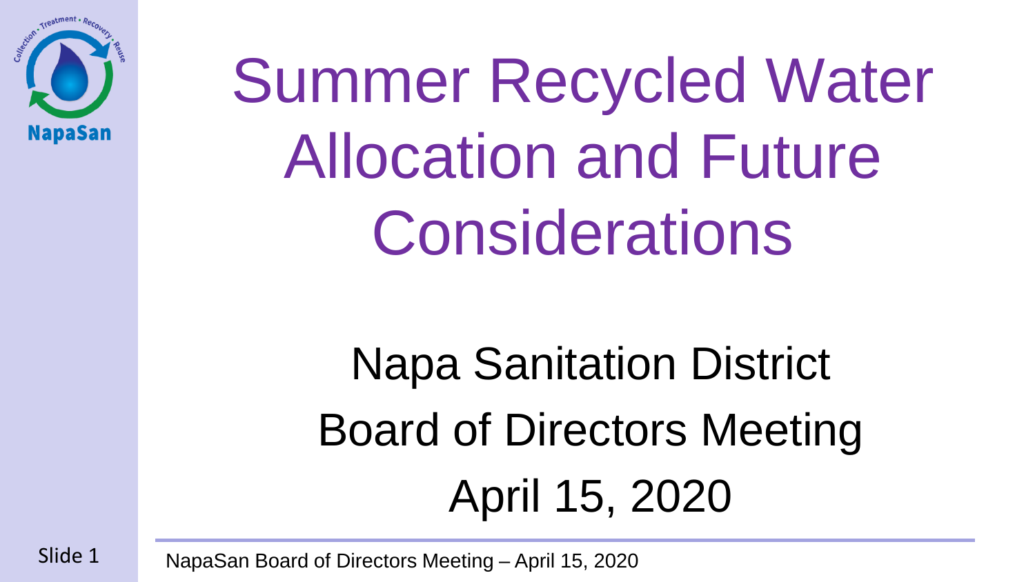# Summer Recycled Water Allocation and Future Considerations

Napa Sanitation District

Board of Directors Meeting

April 15, 2020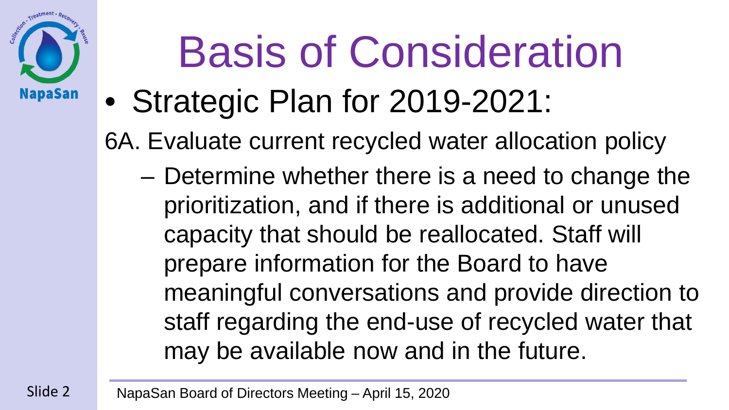# Basis of Consideration

- Strategic Plan for 2019-2021:

6A. Evaluate current recycled water allocation policy

- Determine whether there is a need to change the prioritization, and if there is additional or unused capacity that should be reallocated. Staff will prepare information for the Board to have meaningful conversations and provide direction to staff regarding the end-use of recycled water that may be available now and in the future.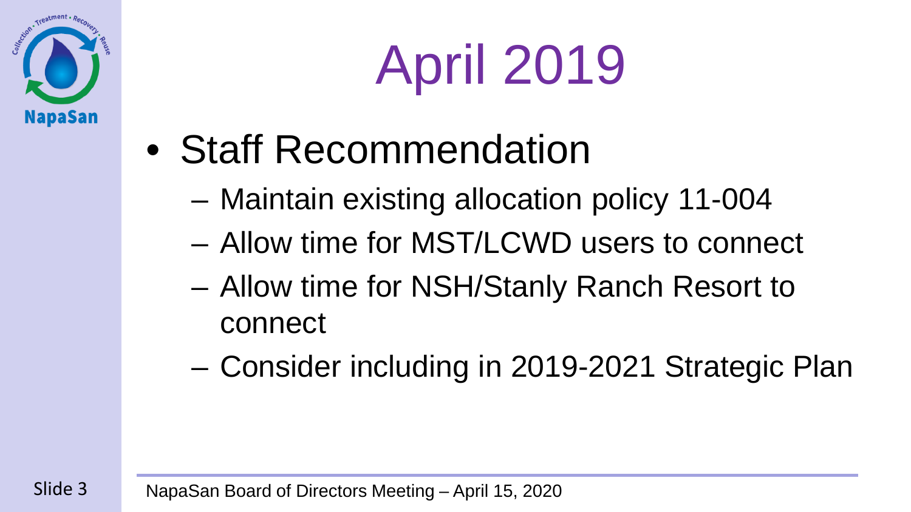# April 2019

- Staff Recommendation
  - Maintain existing allocation policy 11-004
  - Allow time for MST/LCWD users to connect
  - Allow time for NSH/Stanly Ranch Resort to connect
  - Consider including in 2019-2021 Strategic Plan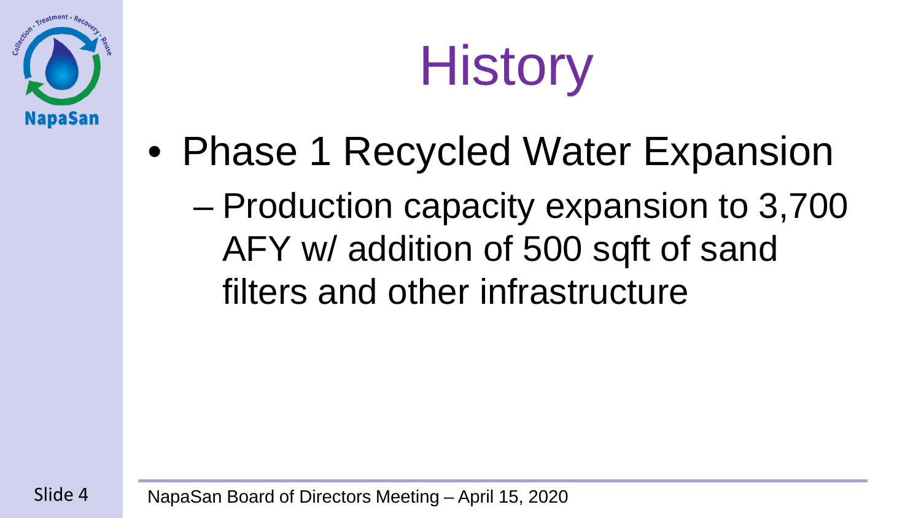# History

- Phase 1 Recycled Water Expansion
  - Production capacity expansion to 3,700 AFY w/ addition of 500 sqft of sand filters and other infrastructure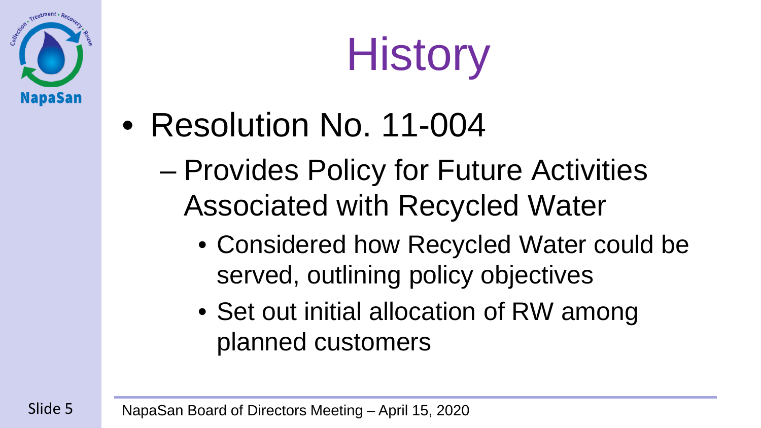# History

- Resolution No. 11-004
  - Provides Policy for Future Activities Associated with Recycled Water
    - Considered how Recycled Water could be served, outlining policy objectives
    - Set out initial allocation of RW among planned customers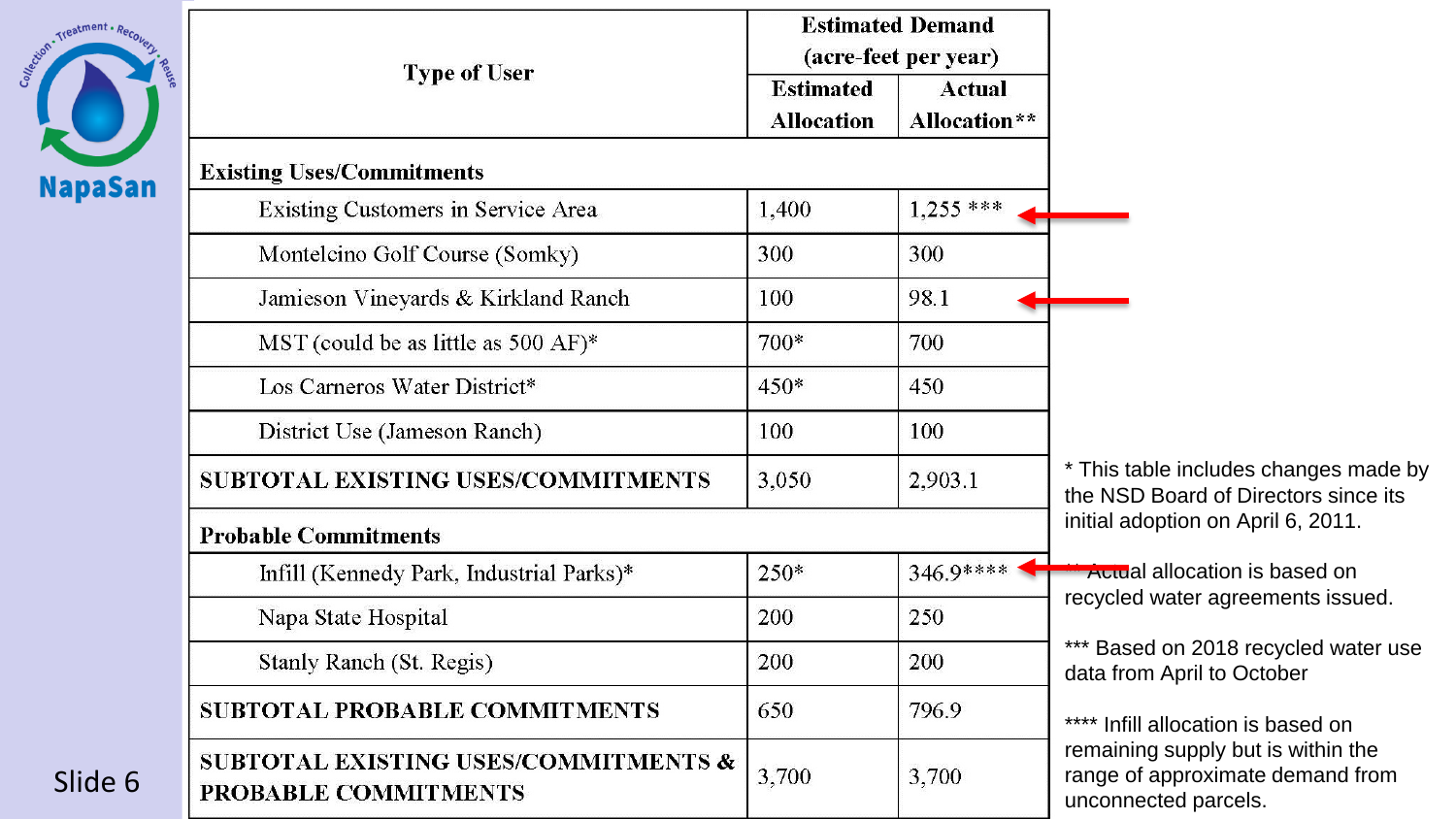| Type of User | Estimated Demand (acre-feet per year) | |
|---|---|---|
| | Estimated Allocation | Actual Allocation** |
| **Existing Uses/Commitments** | | |
| Existing Customers in Service Area | 1,400 | 1,255 *** |
| Montelcino Golf Course (Somky) | 300 | 300 |
| Jamieson Vineyards & Kirkland Ranch | 100 | 98.1 |
| MST (could be as little as 500 AF)* | 700* | 700 |
| Los Carneros Water District* | 450* | 450 |
| District Use (Jameson Ranch) | 100 | 100 |
| **SUBTOTAL EXISTING USES/COMMITMENTS** | 3,050 | 2,903.1 |
| **Probable Commitments** | | |
| Infill (Kennedy Park, Industrial Parks)* | 250* | 346.9**** |
| Napa State Hospital | 200 | 250 |
| Stanly Ranch (St. Regis) | 200 | 200 |
| **SUBTOTAL PROBABLE COMMITMENTS** | 650 | 796.9 |
| **SUBTOTAL EXISTING USES/COMMITMENTS & PROBABLE COMMITMENTS** | 3,700 | 3,700 |

\* This table includes changes made by the NSD Board of Directors since its initial adoption on April 6, 2011.

** Actual allocation is based on recycled water agreements issued.

*** Based on 2018 recycled water use data from April to October

**** Infill allocation is based on remaining supply but is within the range of approximate demand from unconnected parcels.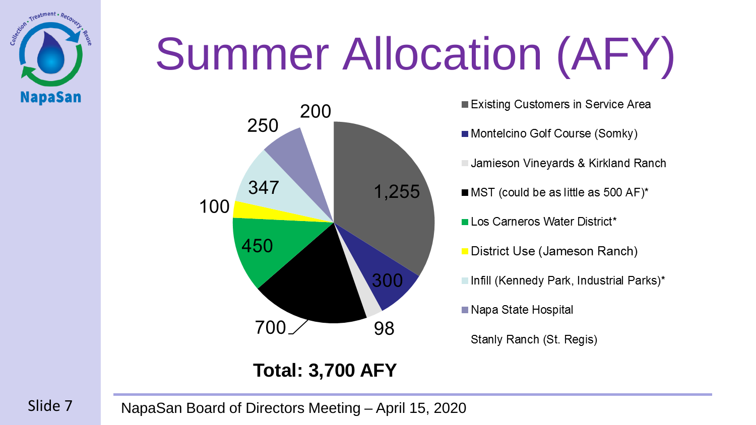# Summer Allocation (AFY)

| Category | AFY |
| --- | --- |
| Existing Customers in Service Area | 1,255 |
| Montelcino Golf Course (Somky) | 300 |
| Jamieson Vineyards & Kirkland Ranch | 98 |
| MST (could be as little as 500 AF)* | 700 |
| Los Carneros Water District* | 450 |
| District Use (Jameson Ranch) | 100 |
| Infill (Kennedy Park, Industrial Parks)* | 347 |
| Napa State Hospital | 250 |
| Stanly Ranch (St. Regis) | 200 |

**Total: 3,700 AFY**

NapaSan Board of Directors Meeting – April 15, 2020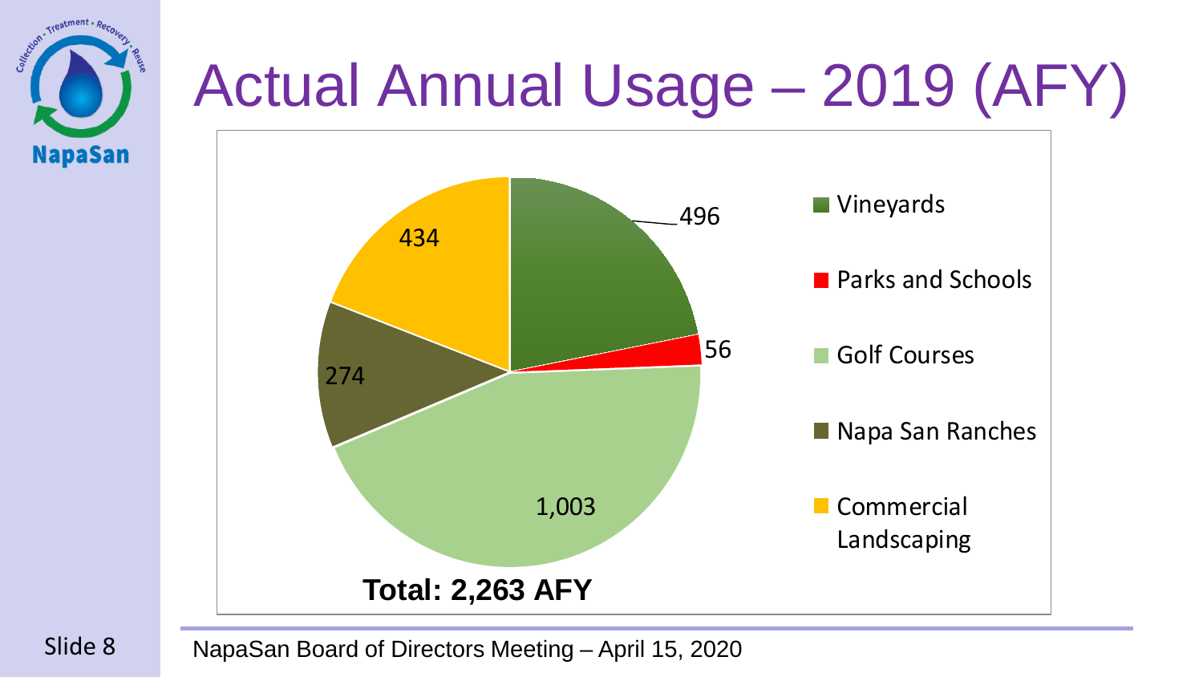# Actual Annual Usage – 2019 (AFY)

| Category | AFY |
| --- | --- |
| Vineyards | 496 |
| Parks and Schools | 56 |
| Golf Courses | 1,003 |
| Napa San Ranches | 274 |
| Commercial Landscaping | 434 |

**Total: 2,263 AFY**

NapaSan Board of Directors Meeting – April 15, 2020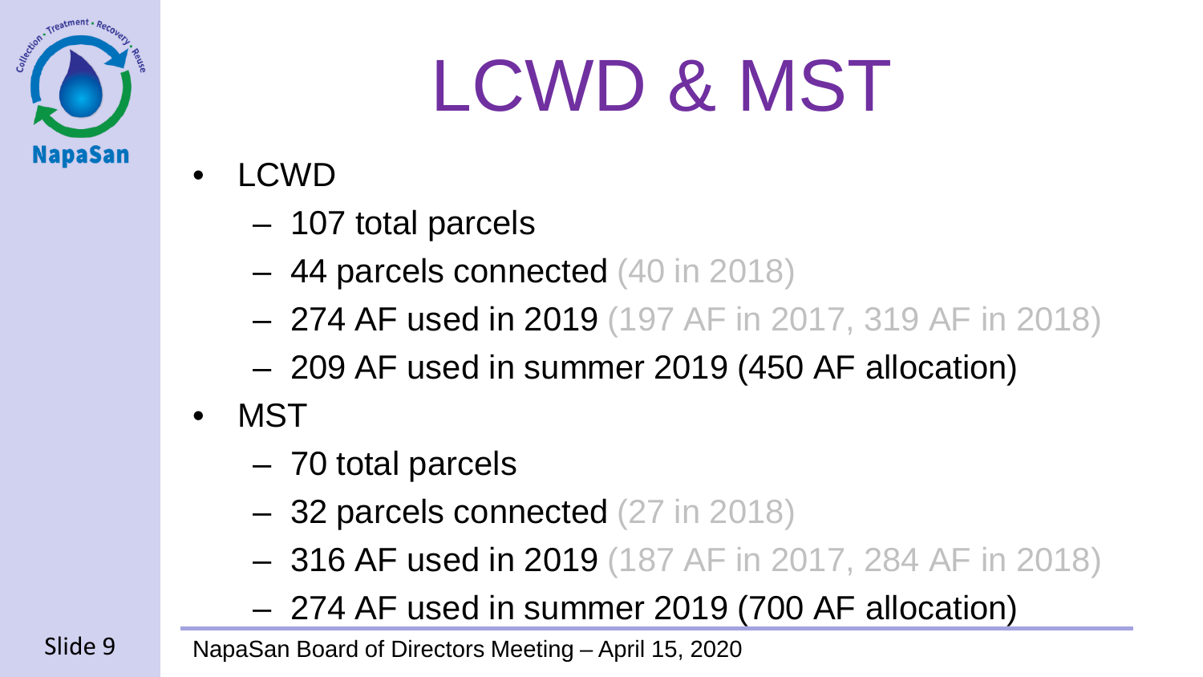# LCWD & MST

- LCWD
  - 107 total parcels
  - 44 parcels connected (40 in 2018)
  - 274 AF used in 2019 (197 AF in 2017, 319 AF in 2018)
  - 209 AF used in summer 2019 (450 AF allocation)
- MST
  - 70 total parcels
  - 32 parcels connected (27 in 2018)
  - 316 AF used in 2019 (187 AF in 2017, 284 AF in 2018)
  - 274 AF used in summer 2019 (700 AF allocation)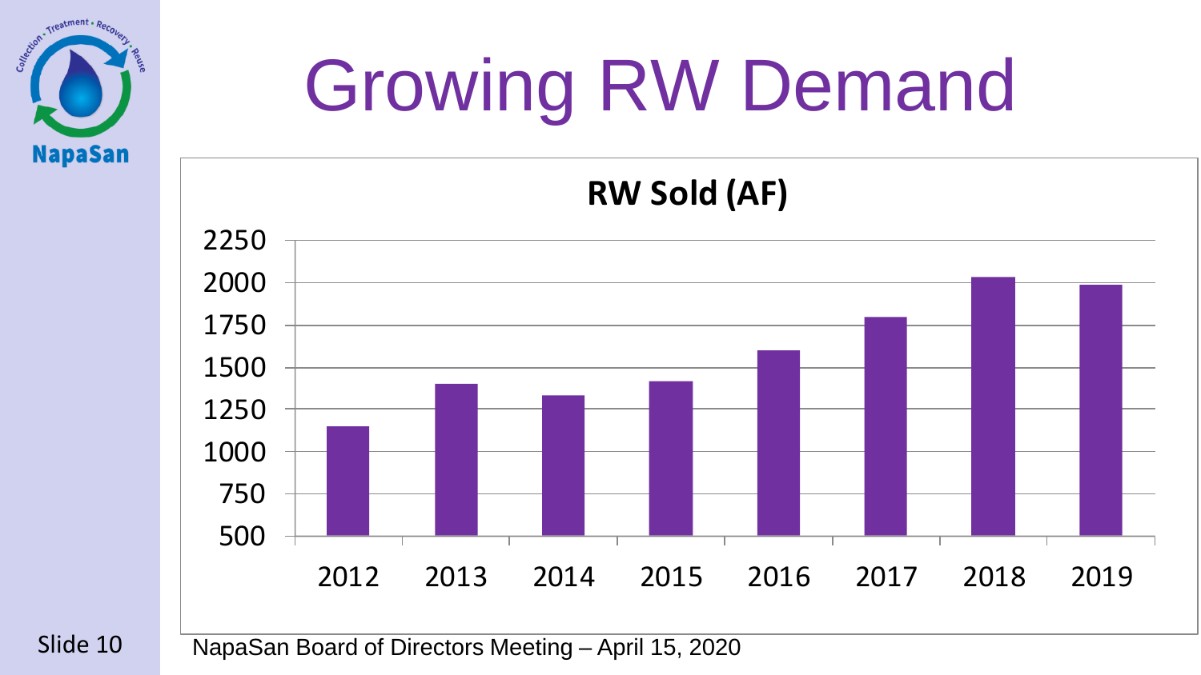# Growing RW Demand

**RW Sold (AF)**

| Year | RW Sold (AF) |
|---|---|
| 2012 | ~1150 |
| 2013 | ~1400 |
| 2014 | ~1330 |
| 2015 | ~1415 |
| 2016 | ~1600 |
| 2017 | ~1800 |
| 2018 | ~2035 |
| 2019 | ~1990 |

NapaSan Board of Directors Meeting – April 15, 2020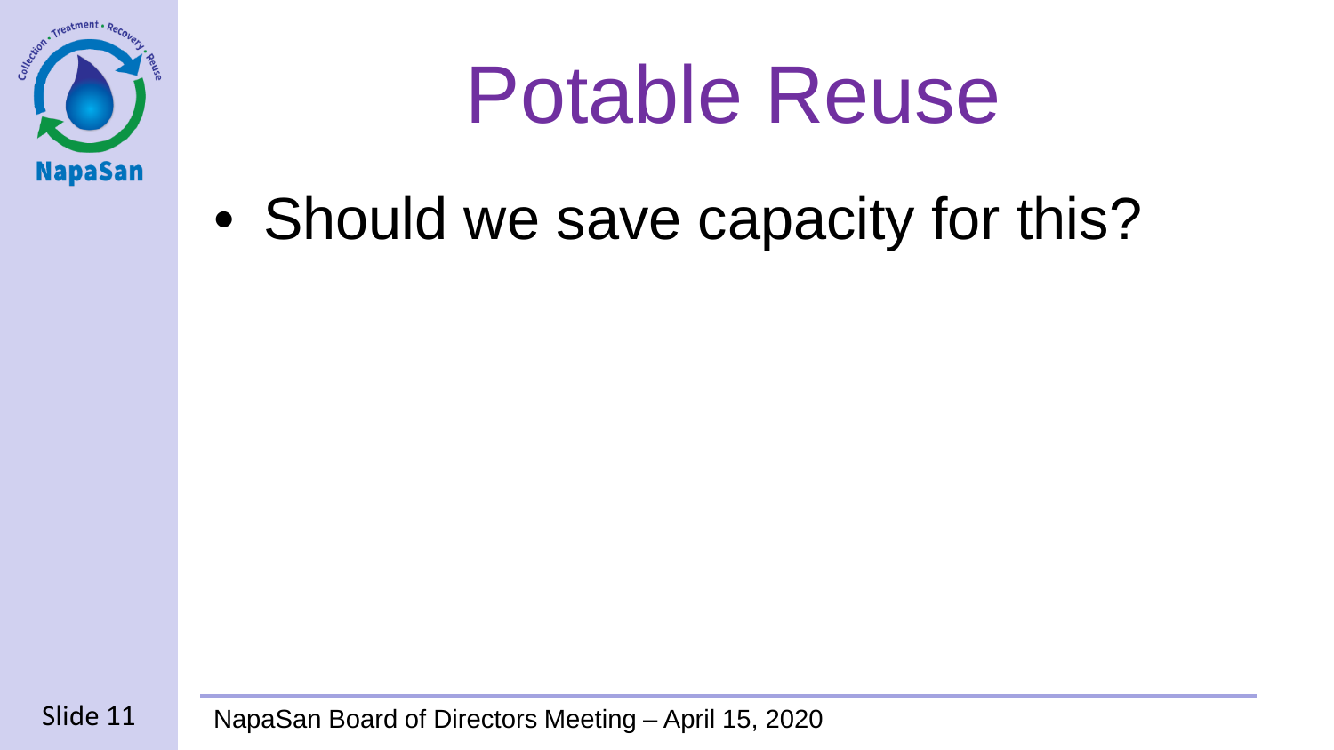# Potable Reuse

- Should we save capacity for this?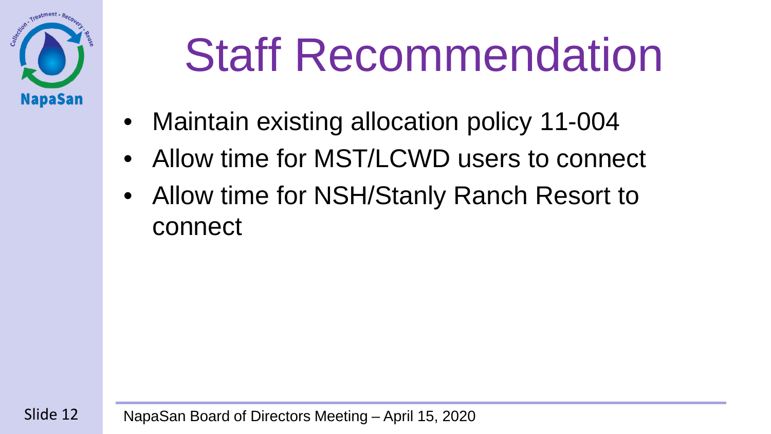# Staff Recommendation

- Maintain existing allocation policy 11-004
- Allow time for MST/LCWD users to connect
- Allow time for NSH/Stanly Ranch Resort to connect